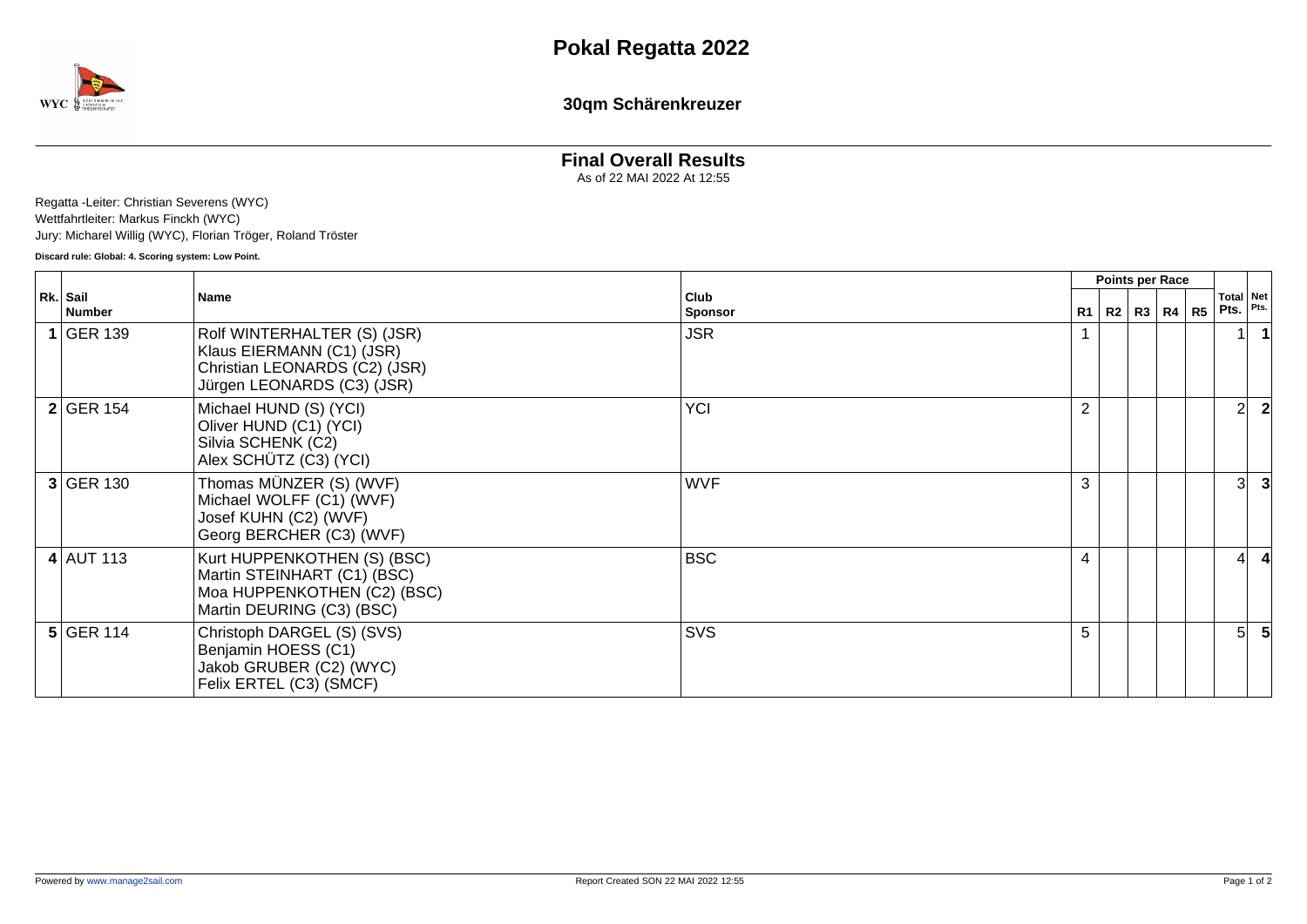# Pokal Regatta 2022

## 30qm Schärenkreuzer

### Final Overall Results

As of 22 MAI 2022 At 12:55

Regatta -Leiter: Christian Severens (WYC)
Wettfahrtleiter: Markus Finckh (WYC)
Jury: Micharel Willig (WYC), Florian Tröger, Roland Tröster

**Discard rule: Global: 4. Scoring system: Low Point.**

| Rk. | Sail Number | Name | Club Sponsor | Points per Race R1 | R2 | R3 | R4 | R5 | Total Pts. | Net Pts. |
|---|---|---|---|---|---|---|---|---|---|---|
| **1** | GER 139 | Rolf WINTERHALTER (S) (JSR)<br>Klaus EIERMANN (C1) (JSR)<br>Christian LEONARDS (C2) (JSR)<br>Jürgen LEONARDS (C3) (JSR) | JSR | 1 | | | | | 1 | **1** |
| **2** | GER 154 | Michael HUND (S) (YCI)<br>Oliver HUND (C1) (YCI)<br>Silvia SCHENK (C2)<br>Alex SCHÜTZ (C3) (YCI) | YCI | 2 | | | | | 2 | **2** |
| **3** | GER 130 | Thomas MÜNZER (S) (WVF)<br>Michael WOLFF (C1) (WVF)<br>Josef KUHN (C2) (WVF)<br>Georg BERCHER (C3) (WVF) | WVF | 3 | | | | | 3 | **3** |
| **4** | AUT 113 | Kurt HUPPENKOTHEN (S) (BSC)<br>Martin STEINHART (C1) (BSC)<br>Moa HUPPENKOTHEN (C2) (BSC)<br>Martin DEURING (C3) (BSC) | BSC | 4 | | | | | 4 | **4** |
| **5** | GER 114 | Christoph DARGEL (S) (SVS)<br>Benjamin HOESS (C1)<br>Jakob GRUBER (C2) (WYC)<br>Felix ERTEL (C3) (SMCF) | SVS | 5 | | | | | 5 | **5** |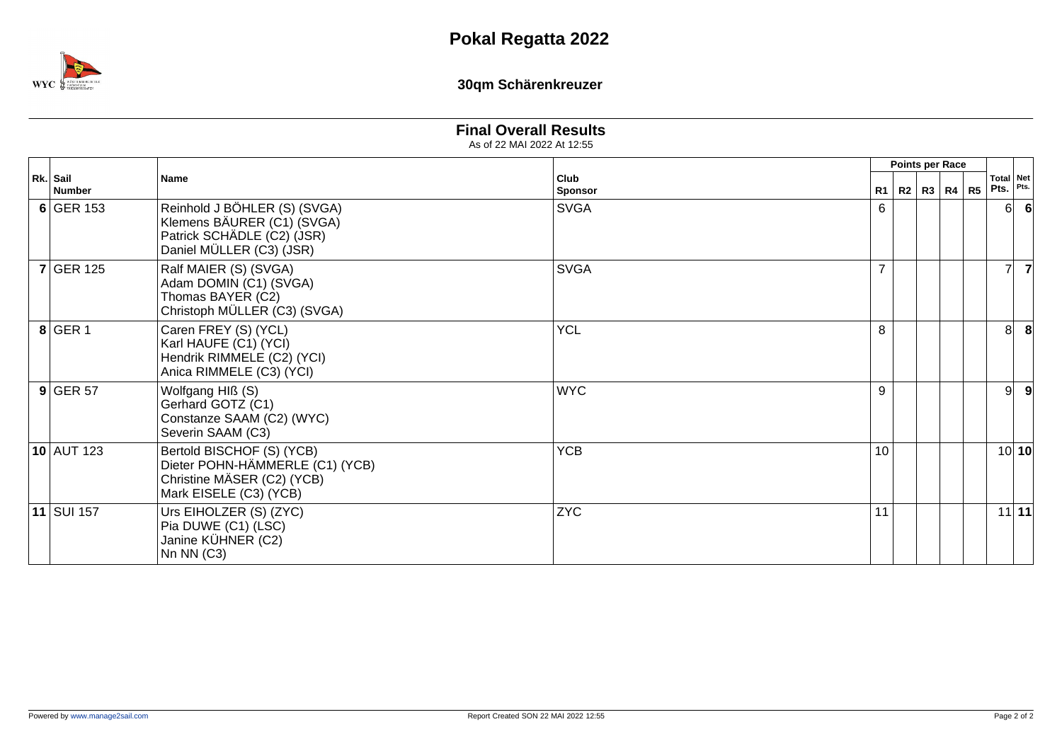# Pokal Regatta 2022

## 30qm Schärenkreuzer

### Final Overall Results

As of 22 MAI 2022 At 12:55

| Rk. | Sail Number | Name | Club Sponsor | Points per Race R1 | R2 | R3 | R4 | R5 | Total Pts. | Net Pts. |
|---|---|---|---|---|---|---|---|---|---|---|
| **6** | GER 153 | Reinhold J BÖHLER (S) (SVGA)<br>Klemens BÄURER (C1) (SVGA)<br>Patrick SCHÄDLE (C2) (JSR)<br>Daniel MÜLLER (C3) (JSR) | SVGA | 6 | | | | | 6 | **6** |
| **7** | GER 125 | Ralf MAIER (S) (SVGA)<br>Adam DOMIN (C1) (SVGA)<br>Thomas BAYER (C2)<br>Christoph MÜLLER (C3) (SVGA) | SVGA | 7 | | | | | 7 | **7** |
| **8** | GER 1 | Caren FREY (S) (YCL)<br>Karl HAUFE (C1) (YCl)<br>Hendrik RIMMELE (C2) (YCl)<br>Anica RIMMELE (C3) (YCl) | YCL | 8 | | | | | 8 | **8** |
| **9** | GER 57 | Wolfgang HIß (S)<br>Gerhard GOTZ (C1)<br>Constanze SAAM (C2) (WYC)<br>Severin SAAM (C3) | WYC | 9 | | | | | 9 | **9** |
| **10** | AUT 123 | Bertold BISCHOF (S) (YCB)<br>Dieter POHN-HÄMMERLE (C1) (YCB)<br>Christine MÄSER (C2) (YCB)<br>Mark EISELE (C3) (YCB) | YCB | 10 | | | | | 10 | **10** |
| **11** | SUI 157 | Urs EIHOLZER (S) (ZYC)<br>Pia DUWE (C1) (LSC)<br>Janine KÜHNER (C2)<br>Nn NN (C3) | ZYC | 11 | | | | | 11 | **11** |